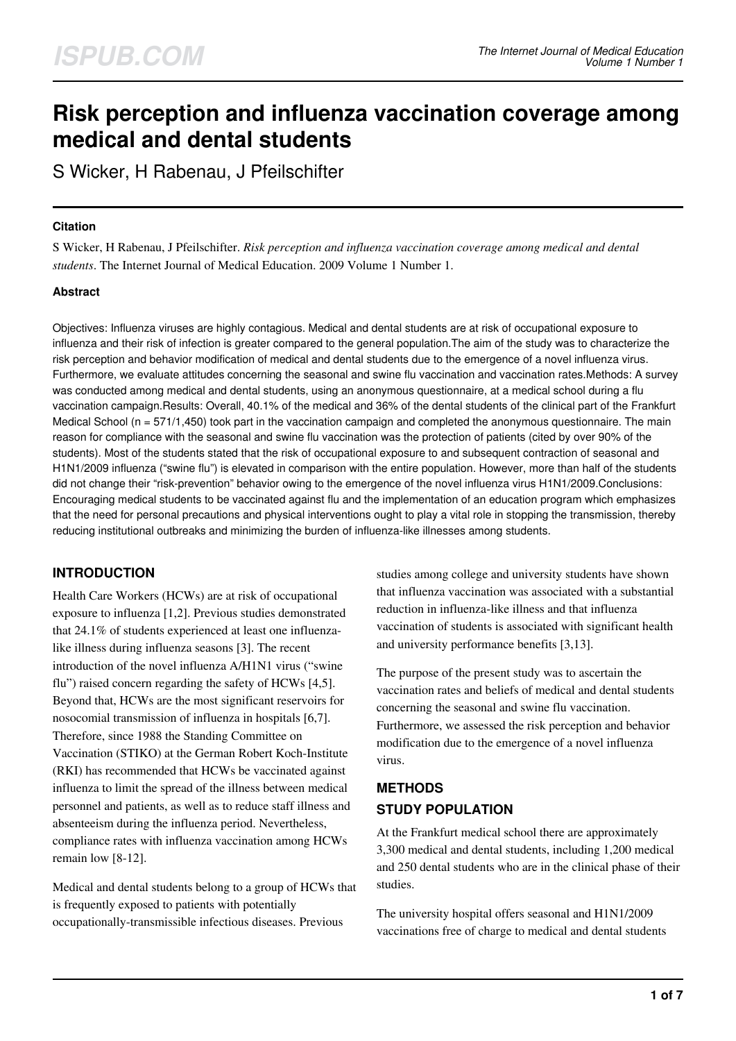# Risk perception and influenza vaccination coverage among medical and dental students

S Wicker, H Rabenau, J Pfeilschifter

### Citation

S Wicker, H Rabenau, J Pfeilschifter. *Risk perception and influenza vaccination coverage among medical and dental students*. The Internet Journal of Medical Education. 2009 Volume 1 Number 1.

### Abstract

Objectives: Influenza viruses are highly contagious. Medical and dental students are at risk of occupational exposure to influenza and their risk of infection is greater compared to the general population.The aim of the study was to characterize the risk perception and behavior modification of medical and dental students due to the emergence of a novel influenza virus. Furthermore, we evaluate attitudes concerning the seasonal and swine flu vaccination and vaccination rates.Methods: A survey was conducted among medical and dental students, using an anonymous questionnaire, at a medical school during a flu vaccination campaign.Results: Overall, 40.1% of the medical and 36% of the dental students of the clinical part of the Frankfurt Medical School (n = 571/1,450) took part in the vaccination campaign and completed the anonymous questionnaire. The main reason for compliance with the seasonal and swine flu vaccination was the protection of patients (cited by over 90% of the students). Most of the students stated that the risk of occupational exposure to and subsequent contraction of seasonal and H1N1/2009 influenza ("swine flu") is elevated in comparison with the entire population. However, more than half of the students did not change their "risk-prevention" behavior owing to the emergence of the novel influenza virus H1N1/2009.Conclusions: Encouraging medical students to be vaccinated against flu and the implementation of an education program which emphasizes that the need for personal precautions and physical interventions ought to play a vital role in stopping the transmission, thereby reducing institutional outbreaks and minimizing the burden of influenza-like illnesses among students.

## INTRODUCTION

Health Care Workers (HCWs) are at risk of occupational exposure to influenza [1,2]. Previous studies demonstrated that 24.1% of students experienced at least one influenza-like illness during influenza seasons [3]. The recent introduction of the novel influenza A/H1N1 virus ("swine flu") raised concern regarding the safety of HCWs [4,5]. Beyond that, HCWs are the most significant reservoirs for nosocomial transmission of influenza in hospitals [6,7]. Therefore, since 1988 the Standing Committee on Vaccination (STIKO) at the German Robert Koch-Institute (RKI) has recommended that HCWs be vaccinated against influenza to limit the spread of the illness between medical personnel and patients, as well as to reduce staff illness and absenteeism during the influenza period. Nevertheless, compliance rates with influenza vaccination among HCWs remain low [8-12].

Medical and dental students belong to a group of HCWs that is frequently exposed to patients with potentially occupationally-transmissible infectious diseases. Previous studies among college and university students have shown that influenza vaccination was associated with a substantial reduction in influenza-like illness and that influenza vaccination of students is associated with significant health and university performance benefits [3,13].

The purpose of the present study was to ascertain the vaccination rates and beliefs of medical and dental students concerning the seasonal and swine flu vaccination. Furthermore, we assessed the risk perception and behavior modification due to the emergence of a novel influenza virus.

## METHODS

### STUDY POPULATION

At the Frankfurt medical school there are approximately 3,300 medical and dental students, including 1,200 medical and 250 dental students who are in the clinical phase of their studies.

The university hospital offers seasonal and H1N1/2009 vaccinations free of charge to medical and dental students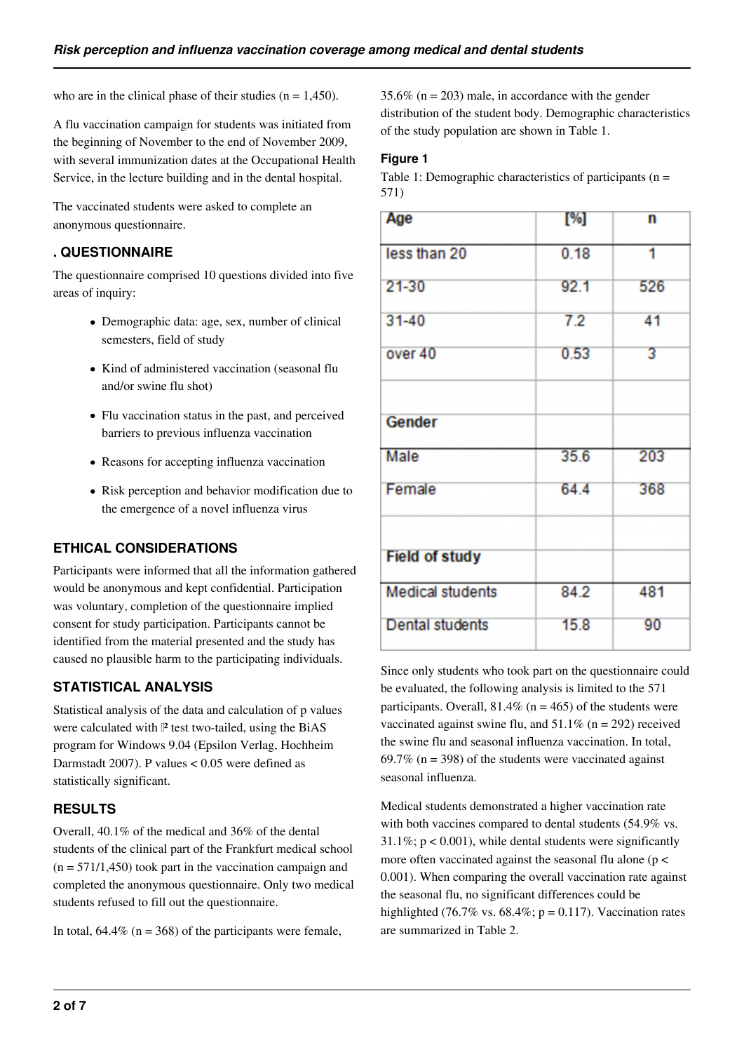who are in the clinical phase of their studies (n = 1,450).

A flu vaccination campaign for students was initiated from the beginning of November to the end of November 2009, with several immunization dates at the Occupational Health Service, in the lecture building and in the dental hospital.

The vaccinated students were asked to complete an anonymous questionnaire.

## . QUESTIONNAIRE

The questionnaire comprised 10 questions divided into five areas of inquiry:

- Demographic data: age, sex, number of clinical semesters, field of study
- Kind of administered vaccination (seasonal flu and/or swine flu shot)
- Flu vaccination status in the past, and perceived barriers to previous influenza vaccination
- Reasons for accepting influenza vaccination
- Risk perception and behavior modification due to the emergence of a novel influenza virus

## ETHICAL CONSIDERATIONS

Participants were informed that all the information gathered would be anonymous and kept confidential. Participation was voluntary, completion of the questionnaire implied consent for study participation. Participants cannot be identified from the material presented and the study has caused no plausible harm to the participating individuals.

## STATISTICAL ANALYSIS

Statistical analysis of the data and calculation of p values were calculated with $\chi^2$ test two-tailed, using the BiAS program for Windows 9.04 (Epsilon Verlag, Hochheim Darmstadt 2007). P values < 0.05 were defined as statistically significant.

## RESULTS

Overall, 40.1% of the medical and 36% of the dental students of the clinical part of the Frankfurt medical school (n = 571/1,450) took part in the vaccination campaign and completed the anonymous questionnaire. Only two medical students refused to fill out the questionnaire.

In total, 64.4% (n = 368) of the participants were female, 35.6% (n = 203) male, in accordance with the gender distribution of the student body. Demographic characteristics of the study population are shown in Table 1.

**Figure 1**

Table 1: Demographic characteristics of participants (n = 571)

| Age | [%] | n |
|---|---|---|
| less than 20 | 0.18 | 1 |
| 21-30 | 92.1 | 526 |
| 31-40 | 7.2 | 41 |
| over 40 | 0.53 | 3 |
| | | |
| **Gender** | | |
| Male | 35.6 | 203 |
| Female | 64.4 | 368 |
| | | |
| **Field of study** | | |
| Medical students | 84.2 | 481 |
| Dental students | 15.8 | 90 |

Since only students who took part on the questionnaire could be evaluated, the following analysis is limited to the 571 participants. Overall, 81.4% (n = 465) of the students were vaccinated against swine flu, and 51.1% (n = 292) received the swine flu and seasonal influenza vaccination. In total, 69.7% (n = 398) of the students were vaccinated against seasonal influenza.

Medical students demonstrated a higher vaccination rate with both vaccines compared to dental students (54.9% vs. 31.1%; $p < 0.001$), while dental students were significantly more often vaccinated against the seasonal flu alone ($p < 0.001$). When comparing the overall vaccination rate against the seasonal flu, no significant differences could be highlighted (76.7% vs. 68.4%; $p = 0.117$). Vaccination rates are summarized in Table 2.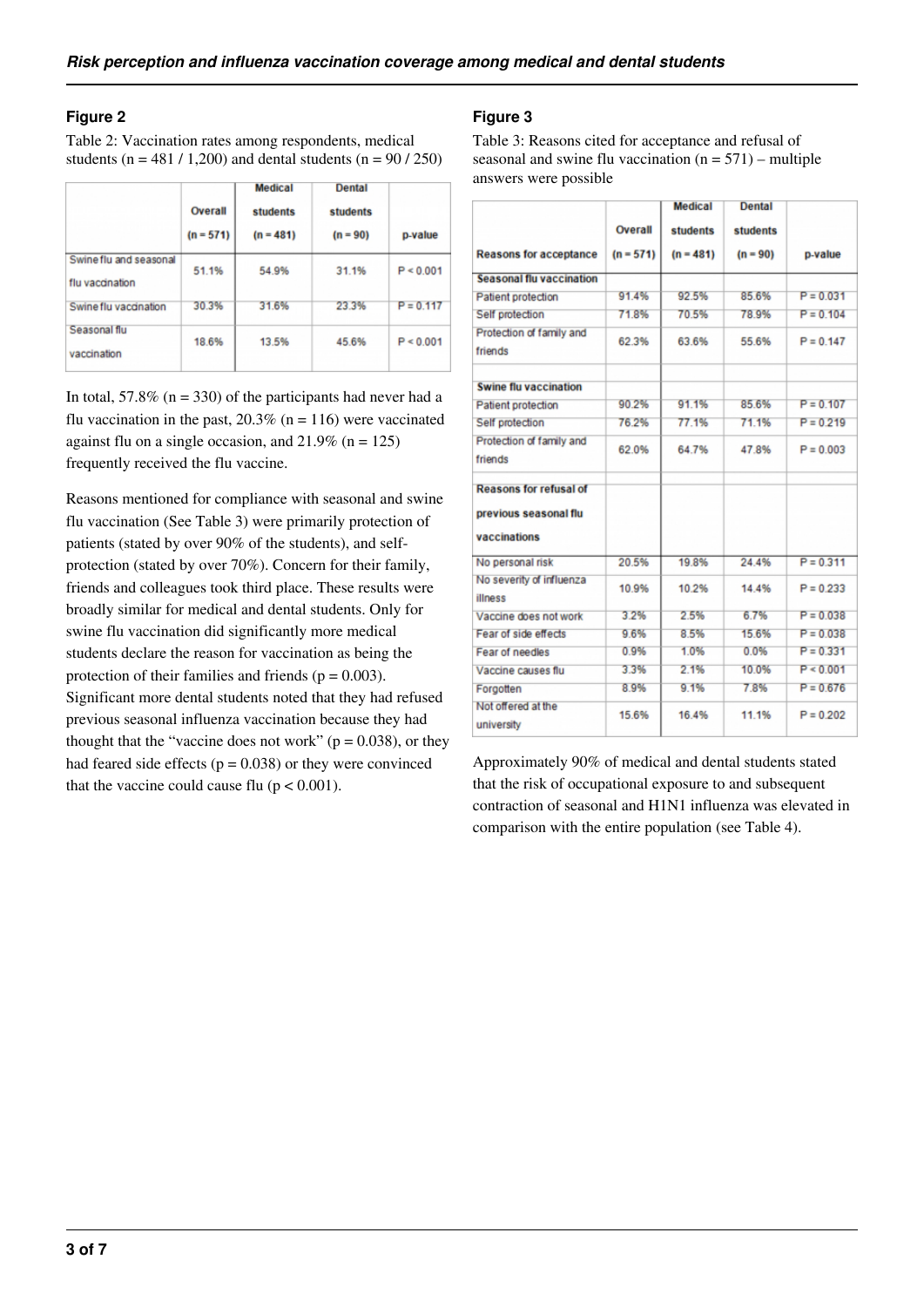### Figure 2

Table 2: Vaccination rates among respondents, medical students (n = 481 / 1,200) and dental students (n = 90 / 250)

| | Overall (n = 571) | Medical students (n = 481) | Dental students (n = 90) | p-value |
|---|---|---|---|---|
| Swine flu and seasonal flu vaccination | 51.1% | 54.9% | 31.1% | P < 0.001 |
| Swine flu vaccination | 30.3% | 31.6% | 23.3% | P = 0.117 |
| Seasonal flu vaccination | 18.6% | 13.5% | 45.6% | P < 0.001 |

In total, 57.8% (n = 330) of the participants had never had a flu vaccination in the past, 20.3% (n = 116) were vaccinated against flu on a single occasion, and 21.9% (n = 125) frequently received the flu vaccine.

Reasons mentioned for compliance with seasonal and swine flu vaccination (See Table 3) were primarily protection of patients (stated by over 90% of the students), and self-protection (stated by over 70%). Concern for their family, friends and colleagues took third place. These results were broadly similar for medical and dental students. Only for swine flu vaccination did significantly more medical students declare the reason for vaccination as being the protection of their families and friends (p = 0.003). Significant more dental students noted that they had refused previous seasonal influenza vaccination because they had thought that the "vaccine does not work" (p = 0.038), or they had feared side effects (p = 0.038) or they were convinced that the vaccine could cause flu (p < 0.001).

### Figure 3

Table 3: Reasons cited for acceptance and refusal of seasonal and swine flu vaccination (n = 571) – multiple answers were possible

| Reasons for acceptance | Overall (n = 571) | Medical students (n = 481) | Dental students (n = 90) | p-value |
|---|---|---|---|---|
| **Seasonal flu vaccination** | | | | |
| Patient protection | 91.4% | 92.5% | 85.6% | P = 0.031 |
| Self protection | 71.8% | 70.5% | 78.9% | P = 0.104 |
| Protection of family and friends | 62.3% | 63.6% | 55.6% | P = 0.147 |
| | | | | |
| **Swine flu vaccination** | | | | |
| Patient protection | 90.2% | 91.1% | 85.6% | P = 0.107 |
| Self protection | 76.2% | 77.1% | 71.1% | P = 0.219 |
| Protection of family and friends | 62.0% | 64.7% | 47.8% | P = 0.003 |
| | | | | |
| **Reasons for refusal of previous seasonal flu vaccinations** | | | | |
| No personal risk | 20.5% | 19.8% | 24.4% | P = 0.311 |
| No severity of influenza illness | 10.9% | 10.2% | 14.4% | P = 0.233 |
| Vaccine does not work | 3.2% | 2.5% | 6.7% | P = 0.038 |
| Fear of side effects | 9.6% | 8.5% | 15.6% | P = 0.038 |
| Fear of needles | 0.9% | 1.0% | 0.0% | P = 0.331 |
| Vaccine causes flu | 3.3% | 2.1% | 10.0% | P < 0.001 |
| Forgotten | 8.9% | 9.1% | 7.8% | P = 0.676 |
| Not offered at the university | 15.6% | 16.4% | 11.1% | P = 0.202 |

Approximately 90% of medical and dental students stated that the risk of occupational exposure to and subsequent contraction of seasonal and H1N1 influenza was elevated in comparison with the entire population (see Table 4).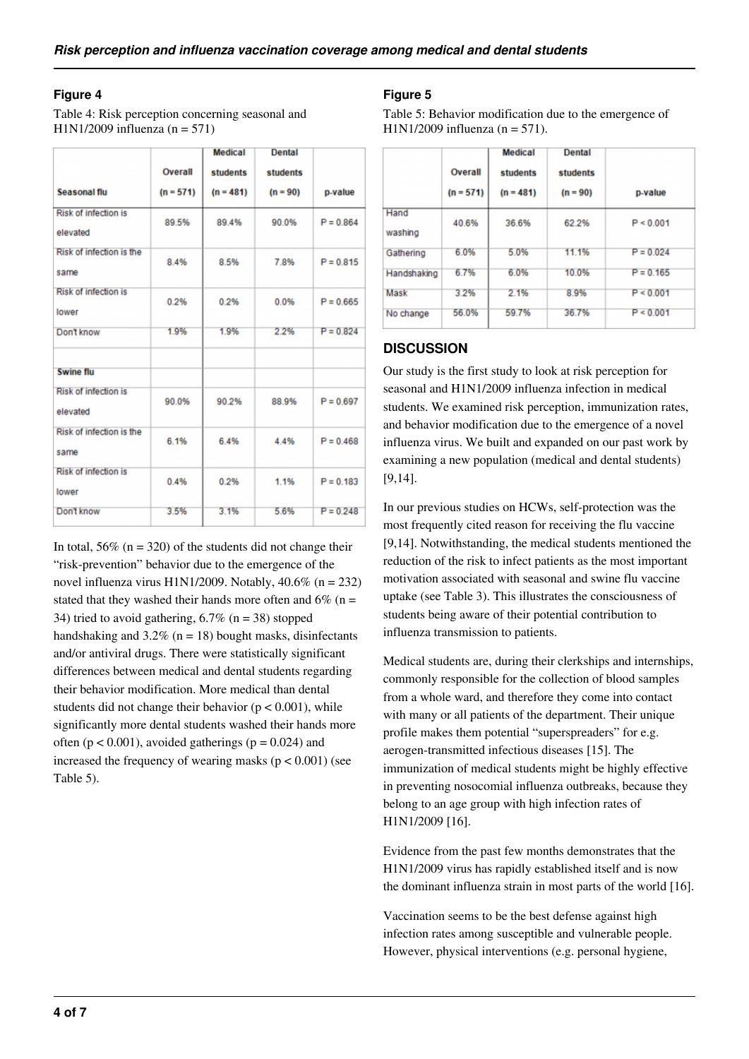### Figure 4

Table 4: Risk perception concerning seasonal and H1N1/2009 influenza (n = 571)

| Seasonal flu | Overall (n = 571) | Medical students (n = 481) | Dental students (n = 90) | p-value |
|---|---|---|---|---|
| Risk of infection is elevated | 89.5% | 89.4% | 90.0% | P = 0.864 |
| Risk of infection is the same | 8.4% | 8.5% | 7.8% | P = 0.815 |
| Risk of infection is lower | 0.2% | 0.2% | 0.0% | P = 0.665 |
| Don't know | 1.9% | 1.9% | 2.2% | P = 0.824 |
| | | | | |
| **Swine flu** | | | | |
| Risk of infection is elevated | 90.0% | 90.2% | 88.9% | P = 0.697 |
| Risk of infection is the same | 6.1% | 6.4% | 4.4% | P = 0.468 |
| Risk of infection is lower | 0.4% | 0.2% | 1.1% | P = 0.183 |
| Don't know | 3.5% | 3.1% | 5.6% | P = 0.248 |

In total, 56% (n = 320) of the students did not change their "risk-prevention" behavior due to the emergence of the novel influenza virus H1N1/2009. Notably, 40.6% (n = 232) stated that they washed their hands more often and 6% (n = 34) tried to avoid gathering, 6.7% (n = 38) stopped handshaking and 3.2% (n = 18) bought masks, disinfectants and/or antiviral drugs. There were statistically significant differences between medical and dental students regarding their behavior modification. More medical than dental students did not change their behavior ($p < 0.001$), while significantly more dental students washed their hands more often ($p < 0.001$), avoided gatherings ($p = 0.024$) and increased the frequency of wearing masks ($p < 0.001$) (see Table 5).

### Figure 5

Table 5: Behavior modification due to the emergence of H1N1/2009 influenza (n = 571).

| | Overall (n = 571) | Medical students (n = 481) | Dental students (n = 90) | p-value |
|---|---|---|---|---|
| Hand washing | 40.6% | 36.6% | 62.2% | P < 0.001 |
| Gathering | 6.0% | 5.0% | 11.1% | P = 0.024 |
| Handshaking | 6.7% | 6.0% | 10.0% | P = 0.165 |
| Mask | 3.2% | 2.1% | 8.9% | P < 0.001 |
| No change | 56.0% | 59.7% | 36.7% | P < 0.001 |

## DISCUSSION

Our study is the first study to look at risk perception for seasonal and H1N1/2009 influenza infection in medical students. We examined risk perception, immunization rates, and behavior modification due to the emergence of a novel influenza virus. We built and expanded on our past work by examining a new population (medical and dental students) [9,14].

In our previous studies on HCWs, self-protection was the most frequently cited reason for receiving the flu vaccine [9,14]. Notwithstanding, the medical students mentioned the reduction of the risk to infect patients as the most important motivation associated with seasonal and swine flu vaccine uptake (see Table 3). This illustrates the consciousness of students being aware of their potential contribution to influenza transmission to patients.

Medical students are, during their clerkships and internships, commonly responsible for the collection of blood samples from a whole ward, and therefore they come into contact with many or all patients of the department. Their unique profile makes them potential "superspreaders" for e.g. aerogen-transmitted infectious diseases [15]. The immunization of medical students might be highly effective in preventing nosocomial influenza outbreaks, because they belong to an age group with high infection rates of H1N1/2009 [16].

Evidence from the past few months demonstrates that the H1N1/2009 virus has rapidly established itself and is now the dominant influenza strain in most parts of the world [16].

Vaccination seems to be the best defense against high infection rates among susceptible and vulnerable people. However, physical interventions (e.g. personal hygiene,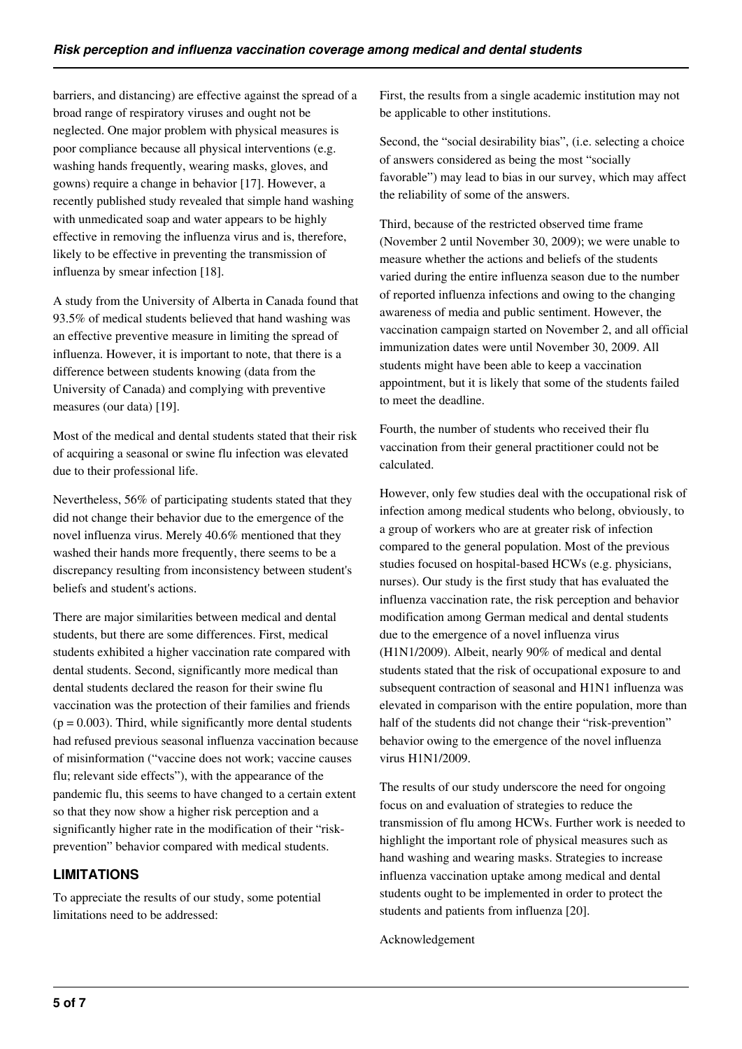barriers, and distancing) are effective against the spread of a broad range of respiratory viruses and ought not be neglected. One major problem with physical measures is poor compliance because all physical interventions (e.g. washing hands frequently, wearing masks, gloves, and gowns) require a change in behavior [17]. However, a recently published study revealed that simple hand washing with unmedicated soap and water appears to be highly effective in removing the influenza virus and is, therefore, likely to be effective in preventing the transmission of influenza by smear infection [18].

A study from the University of Alberta in Canada found that 93.5% of medical students believed that hand washing was an effective preventive measure in limiting the spread of influenza. However, it is important to note, that there is a difference between students knowing (data from the University of Canada) and complying with preventive measures (our data) [19].

Most of the medical and dental students stated that their risk of acquiring a seasonal or swine flu infection was elevated due to their professional life.

Nevertheless, 56% of participating students stated that they did not change their behavior due to the emergence of the novel influenza virus. Merely 40.6% mentioned that they washed their hands more frequently, there seems to be a discrepancy resulting from inconsistency between student's beliefs and student's actions.

There are major similarities between medical and dental students, but there are some differences. First, medical students exhibited a higher vaccination rate compared with dental students. Second, significantly more medical than dental students declared the reason for their swine flu vaccination was the protection of their families and friends ($p = 0.003$). Third, while significantly more dental students had refused previous seasonal influenza vaccination because of misinformation ("vaccine does not work; vaccine causes flu; relevant side effects"), with the appearance of the pandemic flu, this seems to have changed to a certain extent so that they now show a higher risk perception and a significantly higher rate in the modification of their "risk-prevention" behavior compared with medical students.

## LIMITATIONS

To appreciate the results of our study, some potential limitations need to be addressed:

First, the results from a single academic institution may not be applicable to other institutions.

Second, the "social desirability bias", (i.e. selecting a choice of answers considered as being the most "socially favorable") may lead to bias in our survey, which may affect the reliability of some of the answers.

Third, because of the restricted observed time frame (November 2 until November 30, 2009); we were unable to measure whether the actions and beliefs of the students varied during the entire influenza season due to the number of reported influenza infections and owing to the changing awareness of media and public sentiment. However, the vaccination campaign started on November 2, and all official immunization dates were until November 30, 2009. All students might have been able to keep a vaccination appointment, but it is likely that some of the students failed to meet the deadline.

Fourth, the number of students who received their flu vaccination from their general practitioner could not be calculated.

However, only few studies deal with the occupational risk of infection among medical students who belong, obviously, to a group of workers who are at greater risk of infection compared to the general population. Most of the previous studies focused on hospital-based HCWs (e.g. physicians, nurses). Our study is the first study that has evaluated the influenza vaccination rate, the risk perception and behavior modification among German medical and dental students due to the emergence of a novel influenza virus (H1N1/2009). Albeit, nearly 90% of medical and dental students stated that the risk of occupational exposure to and subsequent contraction of seasonal and H1N1 influenza was elevated in comparison with the entire population, more than half of the students did not change their "risk-prevention" behavior owing to the emergence of the novel influenza virus H1N1/2009.

The results of our study underscore the need for ongoing focus on and evaluation of strategies to reduce the transmission of flu among HCWs. Further work is needed to highlight the important role of physical measures such as hand washing and wearing masks. Strategies to increase influenza vaccination uptake among medical and dental students ought to be implemented in order to protect the students and patients from influenza [20].

Acknowledgement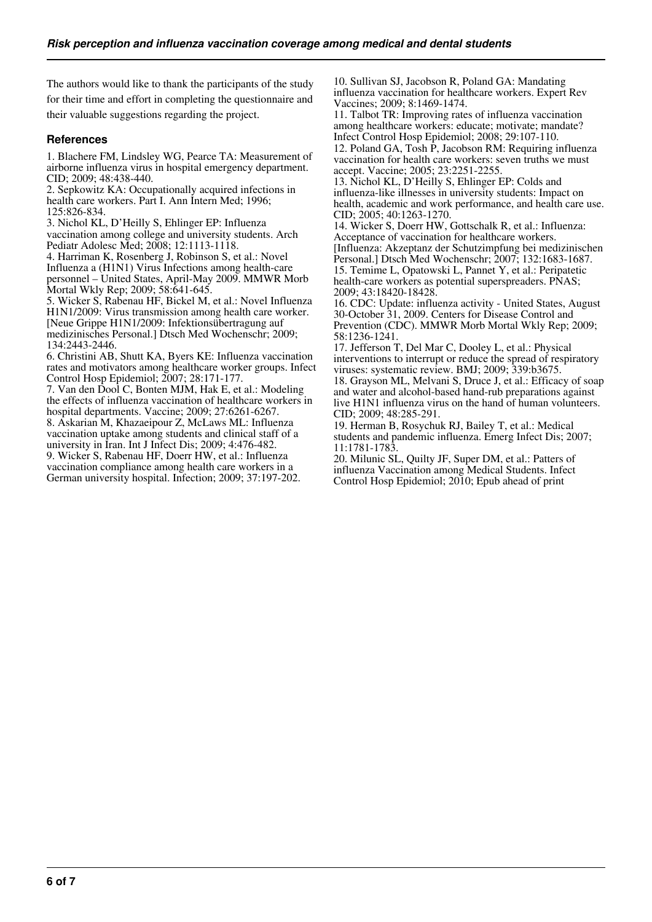The authors would like to thank the participants of the study for their time and effort in completing the questionnaire and their valuable suggestions regarding the project.

## References

1. Blachere FM, Lindsley WG, Pearce TA: Measurement of airborne influenza virus in hospital emergency department. CID; 2009; 48:438-440.
2. Sepkowitz KA: Occupationally acquired infections in health care workers. Part I. Ann Intern Med; 1996; 125:826-834.
3. Nichol KL, D'Heilly S, Ehlinger EP: Influenza vaccination among college and university students. Arch Pediatr Adolesc Med; 2008; 12:1113-1118.
4. Harriman K, Rosenberg J, Robinson S, et al.: Novel Influenza a (H1N1) Virus Infections among health-care personnel – United States, April-May 2009. MMWR Morb Mortal Wkly Rep; 2009; 58:641-645.
5. Wicker S, Rabenau HF, Bickel M, et al.: Novel Influenza H1N1/2009: Virus transmission among health care worker. [Neue Grippe H1N1/2009: Infektionsübertragung auf medizinisches Personal.] Dtsch Med Wochenschr; 2009; 134:2443-2446.
6. Christini AB, Shutt KA, Byers KE: Influenza vaccination rates and motivators among healthcare worker groups. Infect Control Hosp Epidemiol; 2007; 28:171-177.
7. Van den Dool C, Bonten MJM, Hak E, et al.: Modeling the effects of influenza vaccination of healthcare workers in hospital departments. Vaccine; 2009; 27:6261-6267.
8. Askarian M, Khazaeipour Z, McLaws ML: Influenza vaccination uptake among students and clinical staff of a university in Iran. Int J Infect Dis; 2009; 4:476-482.
9. Wicker S, Rabenau HF, Doerr HW, et al.: Influenza vaccination compliance among health care workers in a German university hospital. Infection; 2009; 37:197-202.
10. Sullivan SJ, Jacobson R, Poland GA: Mandating influenza vaccination for healthcare workers. Expert Rev Vaccines; 2009; 8:1469-1474.
11. Talbot TR: Improving rates of influenza vaccination among healthcare workers: educate; motivate; mandate? Infect Control Hosp Epidemiol; 2008; 29:107-110.
12. Poland GA, Tosh P, Jacobson RM: Requiring influenza vaccination for health care workers: seven truths we must accept. Vaccine; 2005; 23:2251-2255.
13. Nichol KL, D'Heilly S, Ehlinger EP: Colds and influenza-like illnesses in university students: Impact on health, academic and work performance, and health care use. CID; 2005; 40:1263-1270.
14. Wicker S, Doerr HW, Gottschalk R, et al.: Influenza: Acceptance of vaccination for healthcare workers. [Influenza: Akzeptanz der Schutzimpfung bei medizinischen Personal.] Dtsch Med Wochenschr; 2007; 132:1683-1687.
15. Temime L, Opatowski L, Pannet Y, et al.: Peripatetic health-care workers as potential superspreaders. PNAS; 2009; 43:18420-18428.
16. CDC: Update: influenza activity - United States, August 30-October 31, 2009. Centers for Disease Control and Prevention (CDC). MMWR Morb Mortal Wkly Rep; 2009; 58:1236-1241.
17. Jefferson T, Del Mar C, Dooley L, et al.: Physical interventions to interrupt or reduce the spread of respiratory viruses: systematic review. BMJ; 2009; 339:b3675.
18. Grayson ML, Melvani S, Druce J, et al.: Efficacy of soap and water and alcohol-based hand-rub preparations against live H1N1 influenza virus on the hand of human volunteers. CID; 2009; 48:285-291.
19. Herman B, Rosychuk RJ, Bailey T, et al.: Medical students and pandemic influenza. Emerg Infect Dis; 2007; 11:1781-1783.
20. Milunic SL, Quilty JF, Super DM, et al.: Patters of influenza Vaccination among Medical Students. Infect Control Hosp Epidemiol; 2010; Epub ahead of print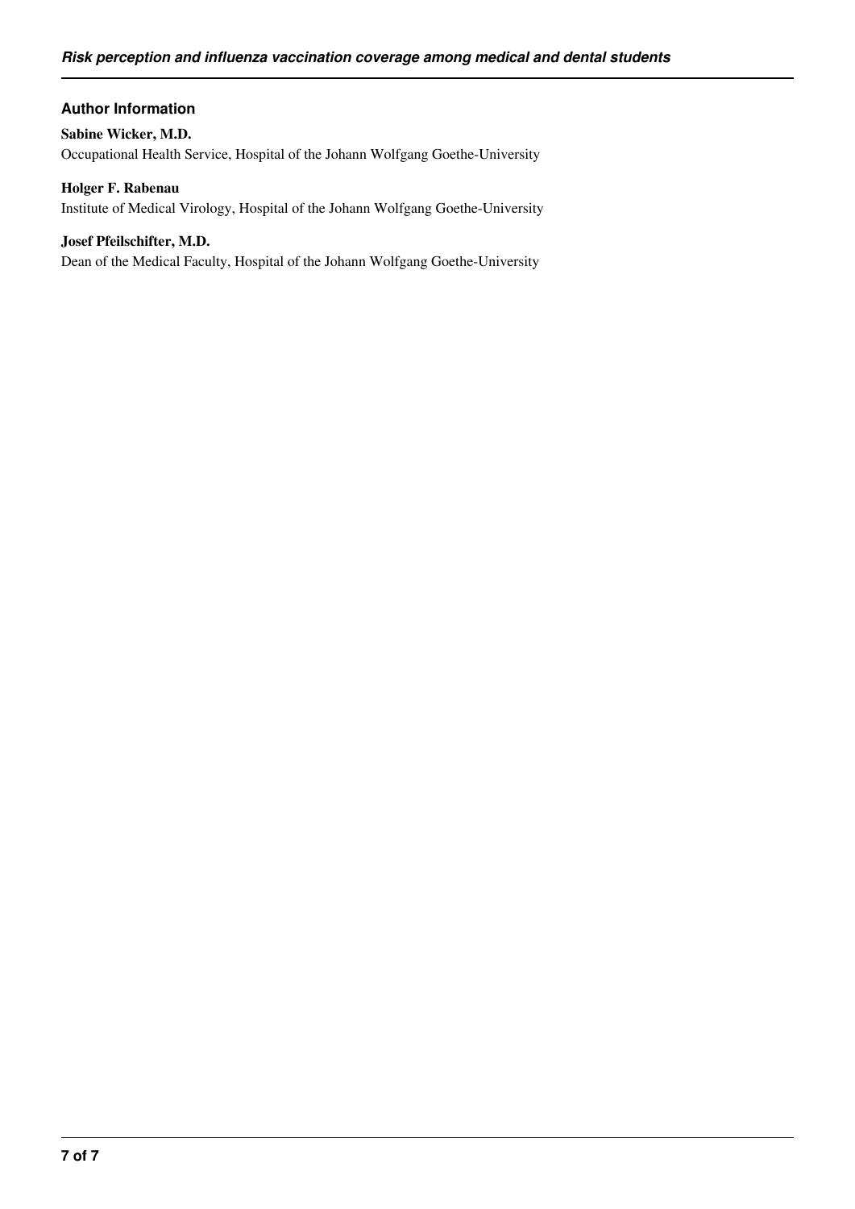## Author Information

**Sabine Wicker, M.D.**
Occupational Health Service, Hospital of the Johann Wolfgang Goethe-University

**Holger F. Rabenau**
Institute of Medical Virology, Hospital of the Johann Wolfgang Goethe-University

**Josef Pfeilschifter, M.D.**
Dean of the Medical Faculty, Hospital of the Johann Wolfgang Goethe-University